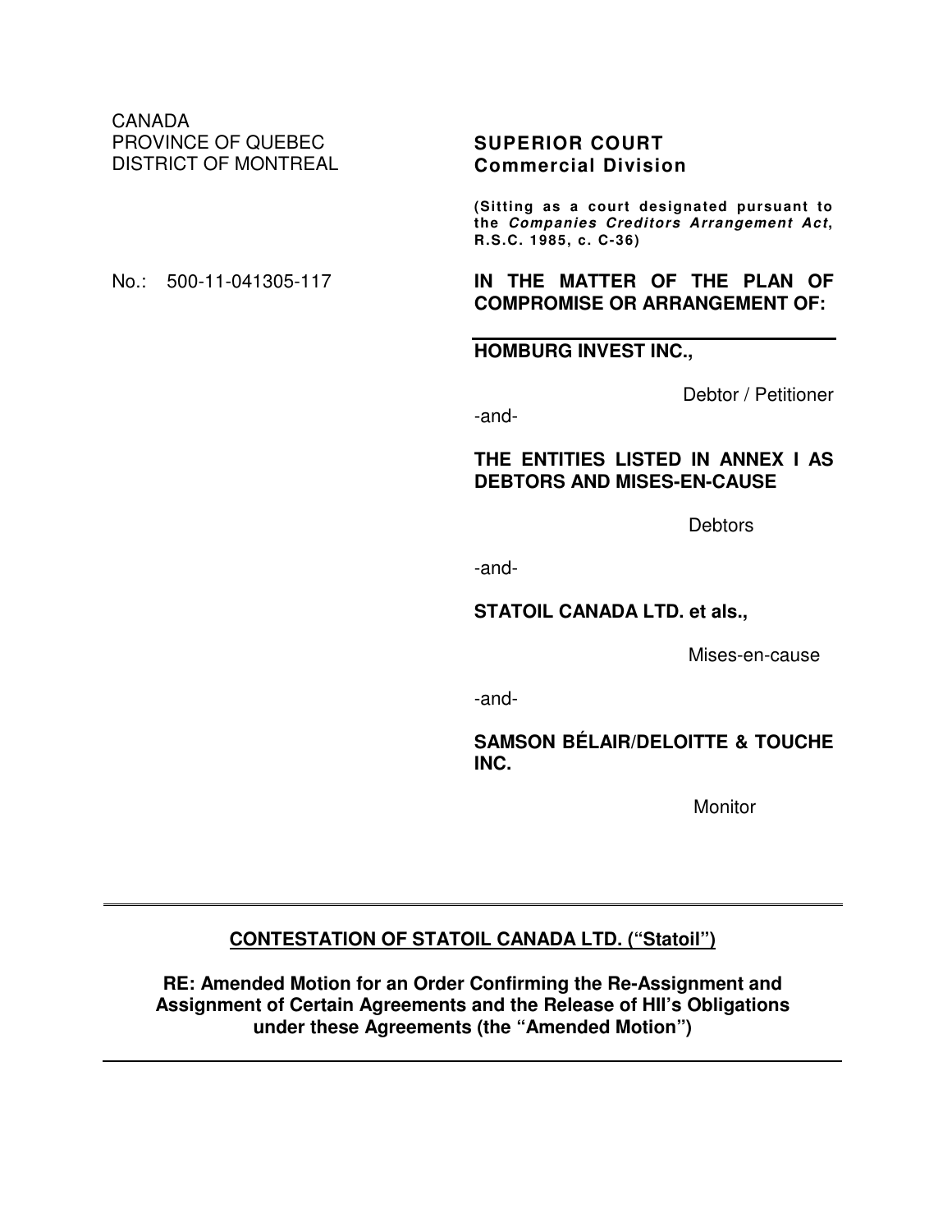CANADA
PROVINCE OF QUEBEC
DISTRICT OF MONTREAL

**SUPERIOR COURT**
**Commercial Division**

**(Sitting as a court designated pursuant to the *Companies Creditors Arrangement Act*, R.S.C. 1985, c. C-36)**

No.: 500-11-041305-117

**IN THE MATTER OF THE PLAN OF COMPROMISE OR ARRANGEMENT OF:**

**HOMBURG INVEST INC.,**

Debtor / Petitioner

-and-

**THE ENTITIES LISTED IN ANNEX I AS DEBTORS AND MISES-EN-CAUSE**

Debtors

-and-

**STATOIL CANADA LTD. et als.,**

Mises-en-cause

-and-

**SAMSON BÉLAIR/DELOITTE & TOUCHE INC.**

Monitor

---

**<u>CONTESTATION OF STATOIL CANADA LTD. (“Statoil”)</u>**

**RE: Amended Motion for an Order Confirming the Re-Assignment and Assignment of Certain Agreements and the Release of HII’s Obligations under these Agreements (the “Amended Motion”)**

---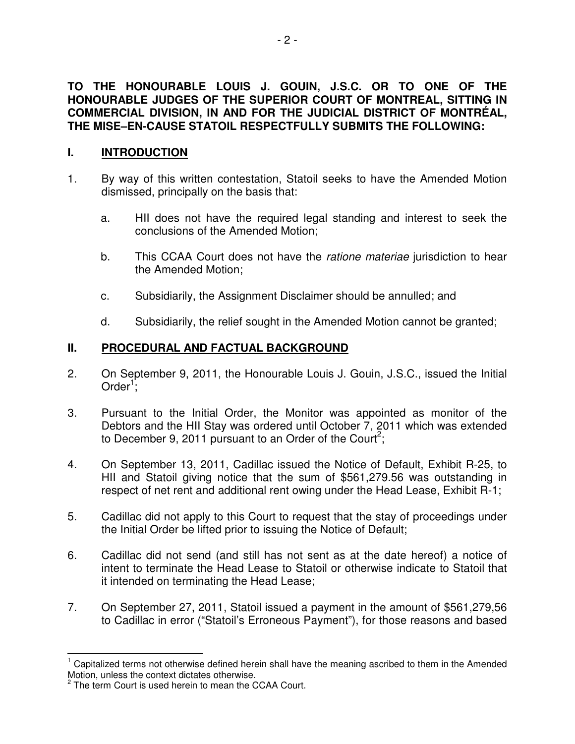**TO THE HONOURABLE LOUIS J. GOUIN, J.S.C. OR TO ONE OF THE HONOURABLE JUDGES OF THE SUPERIOR COURT OF MONTREAL, SITTING IN COMMERCIAL DIVISION, IN AND FOR THE JUDICIAL DISTRICT OF MONTRÉAL, THE MISE–EN-CAUSE STATOIL RESPECTFULLY SUBMITS THE FOLLOWING:**

## I. INTRODUCTION

1. By way of this written contestation, Statoil seeks to have the Amended Motion dismissed, principally on the basis that:

   a. HII does not have the required legal standing and interest to seek the conclusions of the Amended Motion;

   b. This CCAA Court does not have the *ratione materiae* jurisdiction to hear the Amended Motion;

   c. Subsidiarily, the Assignment Disclaimer should be annulled; and

   d. Subsidiarily, the relief sought in the Amended Motion cannot be granted;

## II. PROCEDURAL AND FACTUAL BACKGROUND

2. On September 9, 2011, the Honourable Louis J. Gouin, J.S.C., issued the Initial Order[1];

3. Pursuant to the Initial Order, the Monitor was appointed as monitor of the Debtors and the HII Stay was ordered until October 7, 2011 which was extended to December 9, 2011 pursuant to an Order of the Court[2];

4. On September 13, 2011, Cadillac issued the Notice of Default, Exhibit R-25, to HII and Statoil giving notice that the sum of $561,279.56 was outstanding in respect of net rent and additional rent owing under the Head Lease, Exhibit R-1;

5. Cadillac did not apply to this Court to request that the stay of proceedings under the Initial Order be lifted prior to issuing the Notice of Default;

6. Cadillac did not send (and still has not sent as at the date hereof) a notice of intent to terminate the Head Lease to Statoil or otherwise indicate to Statoil that it intended on terminating the Head Lease;

7. On September 27, 2011, Statoil issued a payment in the amount of $561,279,56 to Cadillac in error ("Statoil's Erroneous Payment"), for those reasons and based

---

[1] Capitalized terms not otherwise defined herein shall have the meaning ascribed to them in the Amended Motion, unless the context dictates otherwise.

[2] The term Court is used herein to mean the CCAA Court.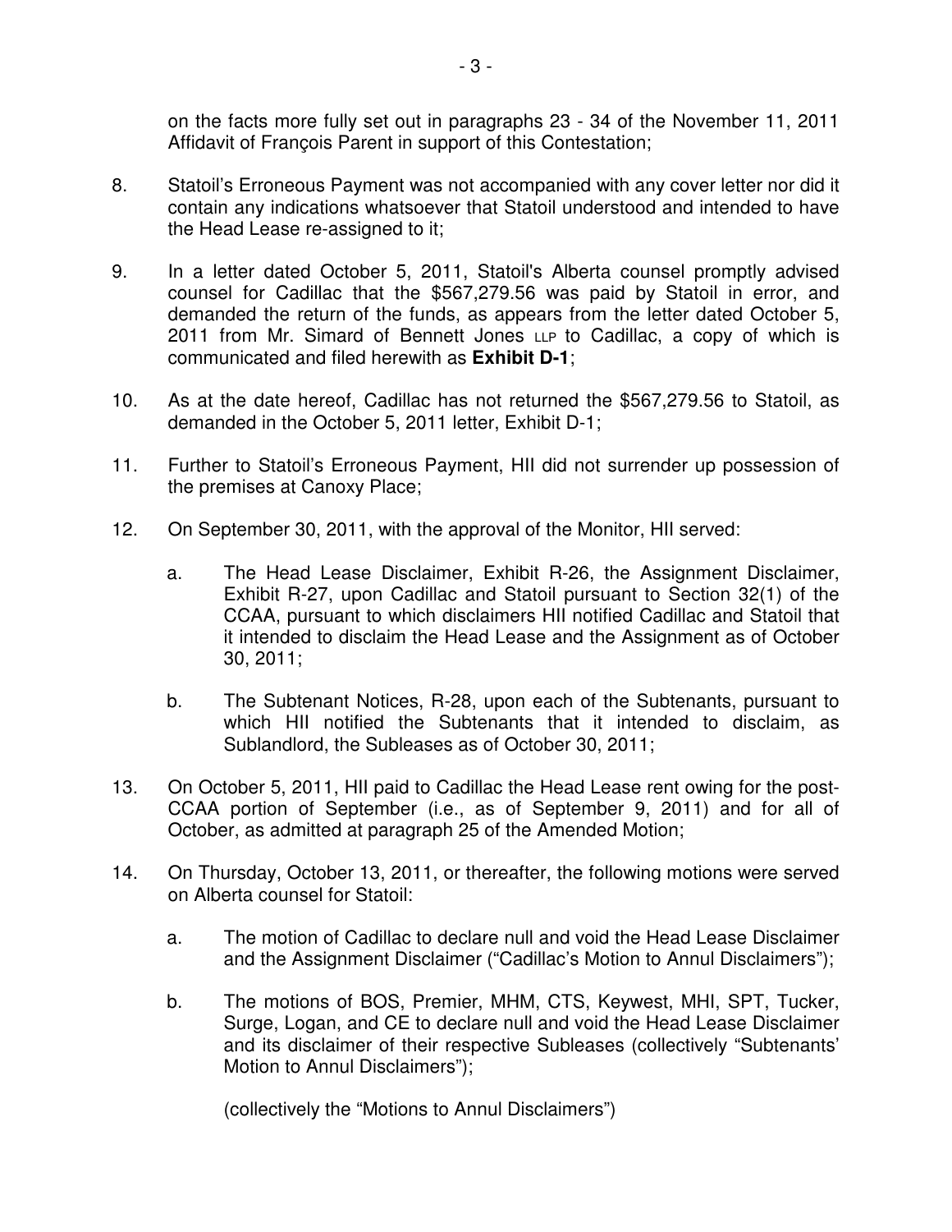on the facts more fully set out in paragraphs 23 - 34 of the November 11, 2011 Affidavit of François Parent in support of this Contestation;

8. Statoil's Erroneous Payment was not accompanied with any cover letter nor did it contain any indications whatsoever that Statoil understood and intended to have the Head Lease re-assigned to it;

9. In a letter dated October 5, 2011, Statoil's Alberta counsel promptly advised counsel for Cadillac that the $567,279.56 was paid by Statoil in error, and demanded the return of the funds, as appears from the letter dated October 5, 2011 from Mr. Simard of Bennett Jones LLP to Cadillac, a copy of which is communicated and filed herewith as **Exhibit D-1**;

10. As at the date hereof, Cadillac has not returned the $567,279.56 to Statoil, as demanded in the October 5, 2011 letter, Exhibit D-1;

11. Further to Statoil's Erroneous Payment, HII did not surrender up possession of the premises at Canoxy Place;

12. On September 30, 2011, with the approval of the Monitor, HII served:

    a. The Head Lease Disclaimer, Exhibit R-26, the Assignment Disclaimer, Exhibit R-27, upon Cadillac and Statoil pursuant to Section 32(1) of the CCAA, pursuant to which disclaimers HII notified Cadillac and Statoil that it intended to disclaim the Head Lease and the Assignment as of October 30, 2011;

    b. The Subtenant Notices, R-28, upon each of the Subtenants, pursuant to which HII notified the Subtenants that it intended to disclaim, as Sublandlord, the Subleases as of October 30, 2011;

13. On October 5, 2011, HII paid to Cadillac the Head Lease rent owing for the post-CCAA portion of September (i.e., as of September 9, 2011) and for all of October, as admitted at paragraph 25 of the Amended Motion;

14. On Thursday, October 13, 2011, or thereafter, the following motions were served on Alberta counsel for Statoil:

    a. The motion of Cadillac to declare null and void the Head Lease Disclaimer and the Assignment Disclaimer ("Cadillac's Motion to Annul Disclaimers");

    b. The motions of BOS, Premier, MHM, CTS, Keywest, MHI, SPT, Tucker, Surge, Logan, and CE to declare null and void the Head Lease Disclaimer and its disclaimer of their respective Subleases (collectively "Subtenants' Motion to Annul Disclaimers");

    (collectively the "Motions to Annul Disclaimers")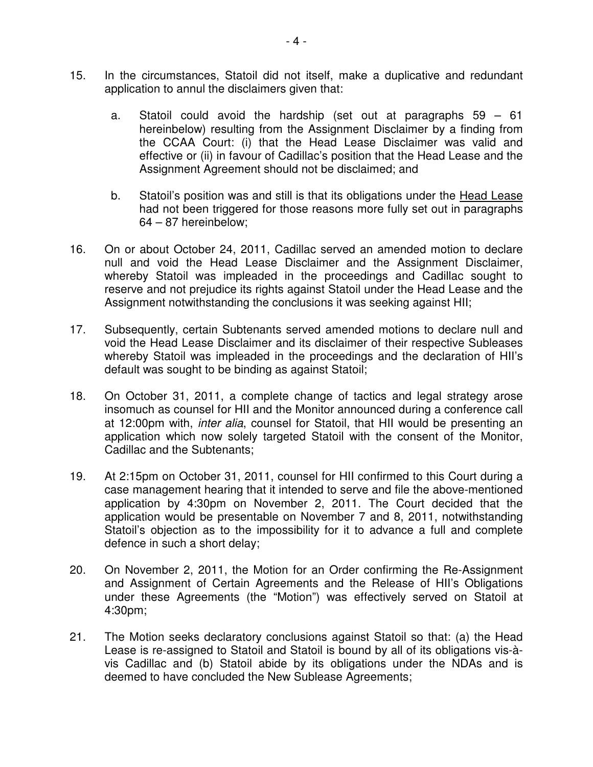15. In the circumstances, Statoil did not itself, make a duplicative and redundant application to annul the disclaimers given that:

    a. Statoil could avoid the hardship (set out at paragraphs 59 – 61 hereinbelow) resulting from the Assignment Disclaimer by a finding from the CCAA Court: (i) that the Head Lease Disclaimer was valid and effective or (ii) in favour of Cadillac's position that the Head Lease and the Assignment Agreement should not be disclaimed; and

    b. Statoil's position was and still is that its obligations under the <u>Head Lease</u> had not been triggered for those reasons more fully set out in paragraphs 64 – 87 hereinbelow;

16. On or about October 24, 2011, Cadillac served an amended motion to declare null and void the Head Lease Disclaimer and the Assignment Disclaimer, whereby Statoil was impleaded in the proceedings and Cadillac sought to reserve and not prejudice its rights against Statoil under the Head Lease and the Assignment notwithstanding the conclusions it was seeking against HII;

17. Subsequently, certain Subtenants served amended motions to declare null and void the Head Lease Disclaimer and its disclaimer of their respective Subleases whereby Statoil was impleaded in the proceedings and the declaration of HII's default was sought to be binding as against Statoil;

18. On October 31, 2011, a complete change of tactics and legal strategy arose insomuch as counsel for HII and the Monitor announced during a conference call at 12:00pm with, *inter alia*, counsel for Statoil, that HII would be presenting an application which now solely targeted Statoil with the consent of the Monitor, Cadillac and the Subtenants;

19. At 2:15pm on October 31, 2011, counsel for HII confirmed to this Court during a case management hearing that it intended to serve and file the above-mentioned application by 4:30pm on November 2, 2011. The Court decided that the application would be presentable on November 7 and 8, 2011, notwithstanding Statoil's objection as to the impossibility for it to advance a full and complete defence in such a short delay;

20. On November 2, 2011, the Motion for an Order confirming the Re-Assignment and Assignment of Certain Agreements and the Release of HII's Obligations under these Agreements (the "Motion") was effectively served on Statoil at 4:30pm;

21. The Motion seeks declaratory conclusions against Statoil so that: (a) the Head Lease is re-assigned to Statoil and Statoil is bound by all of its obligations vis-à-vis Cadillac and (b) Statoil abide by its obligations under the NDAs and is deemed to have concluded the New Sublease Agreements;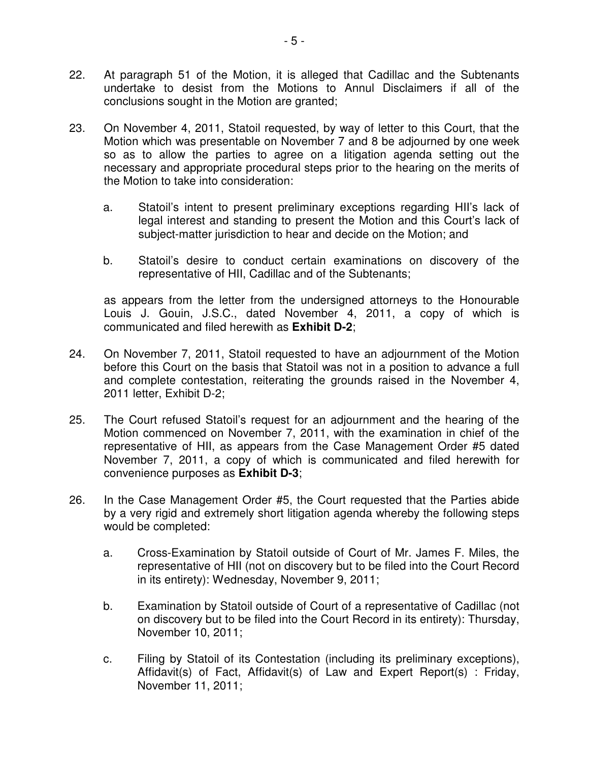22. At paragraph 51 of the Motion, it is alleged that Cadillac and the Subtenants undertake to desist from the Motions to Annul Disclaimers if all of the conclusions sought in the Motion are granted;

23. On November 4, 2011, Statoil requested, by way of letter to this Court, that the Motion which was presentable on November 7 and 8 be adjourned by one week so as to allow the parties to agree on a litigation agenda setting out the necessary and appropriate procedural steps prior to the hearing on the merits of the Motion to take into consideration:

    a. Statoil's intent to present preliminary exceptions regarding HII's lack of legal interest and standing to present the Motion and this Court's lack of subject-matter jurisdiction to hear and decide on the Motion; and

    b. Statoil's desire to conduct certain examinations on discovery of the representative of HII, Cadillac and of the Subtenants;

    as appears from the letter from the undersigned attorneys to the Honourable Louis J. Gouin, J.S.C., dated November 4, 2011, a copy of which is communicated and filed herewith as **Exhibit D-2**;

24. On November 7, 2011, Statoil requested to have an adjournment of the Motion before this Court on the basis that Statoil was not in a position to advance a full and complete contestation, reiterating the grounds raised in the November 4, 2011 letter, Exhibit D-2;

25. The Court refused Statoil's request for an adjournment and the hearing of the Motion commenced on November 7, 2011, with the examination in chief of the representative of HII, as appears from the Case Management Order #5 dated November 7, 2011, a copy of which is communicated and filed herewith for convenience purposes as **Exhibit D-3**;

26. In the Case Management Order #5, the Court requested that the Parties abide by a very rigid and extremely short litigation agenda whereby the following steps would be completed:

    a. Cross-Examination by Statoil outside of Court of Mr. James F. Miles, the representative of HII (not on discovery but to be filed into the Court Record in its entirety): Wednesday, November 9, 2011;

    b. Examination by Statoil outside of Court of a representative of Cadillac (not on discovery but to be filed into the Court Record in its entirety): Thursday, November 10, 2011;

    c. Filing by Statoil of its Contestation (including its preliminary exceptions), Affidavit(s) of Fact, Affidavit(s) of Law and Expert Report(s) : Friday, November 11, 2011;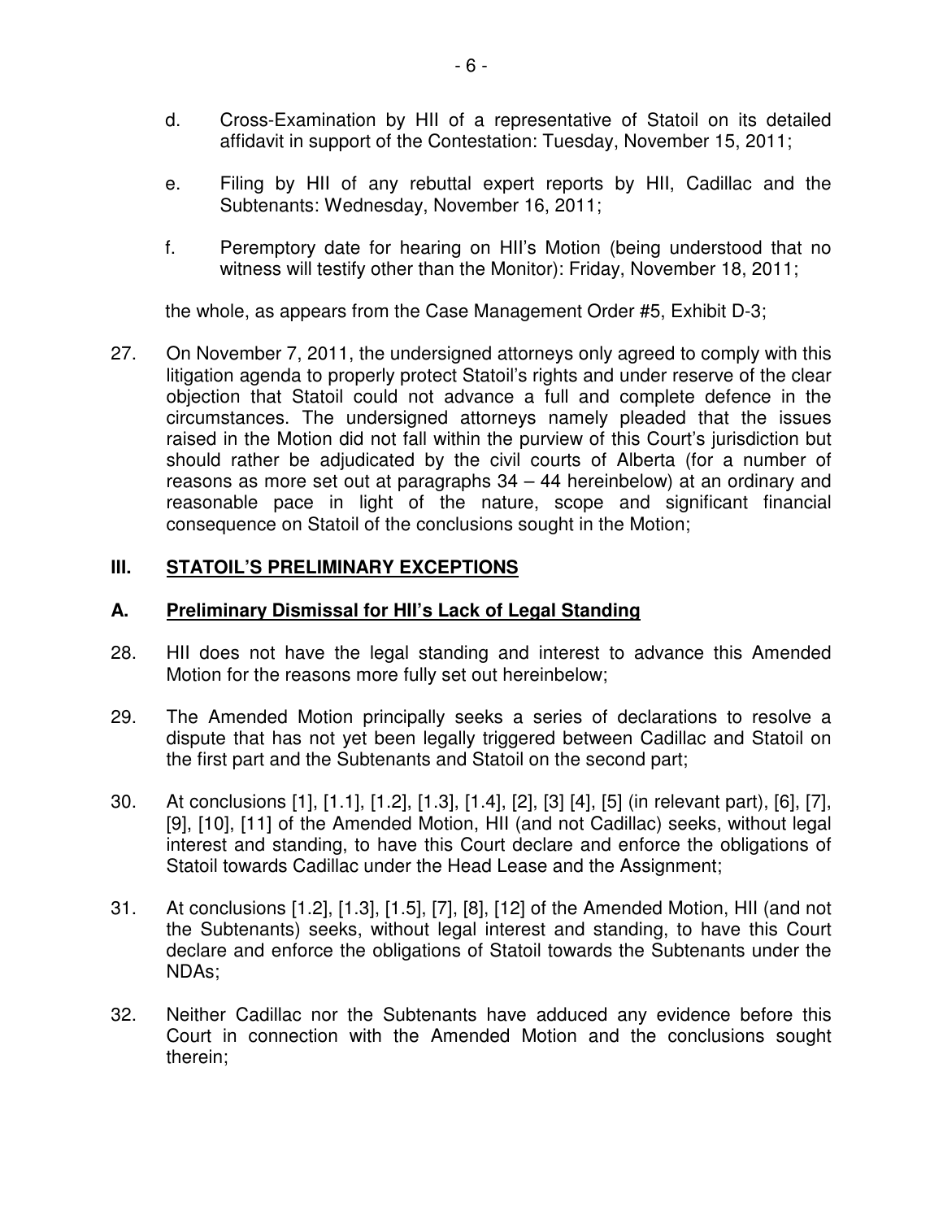d. Cross-Examination by HII of a representative of Statoil on its detailed affidavit in support of the Contestation: Tuesday, November 15, 2011;

e. Filing by HII of any rebuttal expert reports by HII, Cadillac and the Subtenants: Wednesday, November 16, 2011;

f. Peremptory date for hearing on HII's Motion (being understood that no witness will testify other than the Monitor): Friday, November 18, 2011;

the whole, as appears from the Case Management Order #5, Exhibit D-3;

27. On November 7, 2011, the undersigned attorneys only agreed to comply with this litigation agenda to properly protect Statoil's rights and under reserve of the clear objection that Statoil could not advance a full and complete defence in the circumstances. The undersigned attorneys namely pleaded that the issues raised in the Motion did not fall within the purview of this Court's jurisdiction but should rather be adjudicated by the civil courts of Alberta (for a number of reasons as more set out at paragraphs 34 – 44 hereinbelow) at an ordinary and reasonable pace in light of the nature, scope and significant financial consequence on Statoil of the conclusions sought in the Motion;

## III. STATOIL'S PRELIMINARY EXCEPTIONS

### A. Preliminary Dismissal for HII's Lack of Legal Standing

28. HII does not have the legal standing and interest to advance this Amended Motion for the reasons more fully set out hereinbelow;

29. The Amended Motion principally seeks a series of declarations to resolve a dispute that has not yet been legally triggered between Cadillac and Statoil on the first part and the Subtenants and Statoil on the second part;

30. At conclusions [1], [1.1], [1.2], [1.3], [1.4], [2], [3] [4], [5] (in relevant part), [6], [7], [9], [10], [11] of the Amended Motion, HII (and not Cadillac) seeks, without legal interest and standing, to have this Court declare and enforce the obligations of Statoil towards Cadillac under the Head Lease and the Assignment;

31. At conclusions [1.2], [1.3], [1.5], [7], [8], [12] of the Amended Motion, HII (and not the Subtenants) seeks, without legal interest and standing, to have this Court declare and enforce the obligations of Statoil towards the Subtenants under the NDAs;

32. Neither Cadillac nor the Subtenants have adduced any evidence before this Court in connection with the Amended Motion and the conclusions sought therein;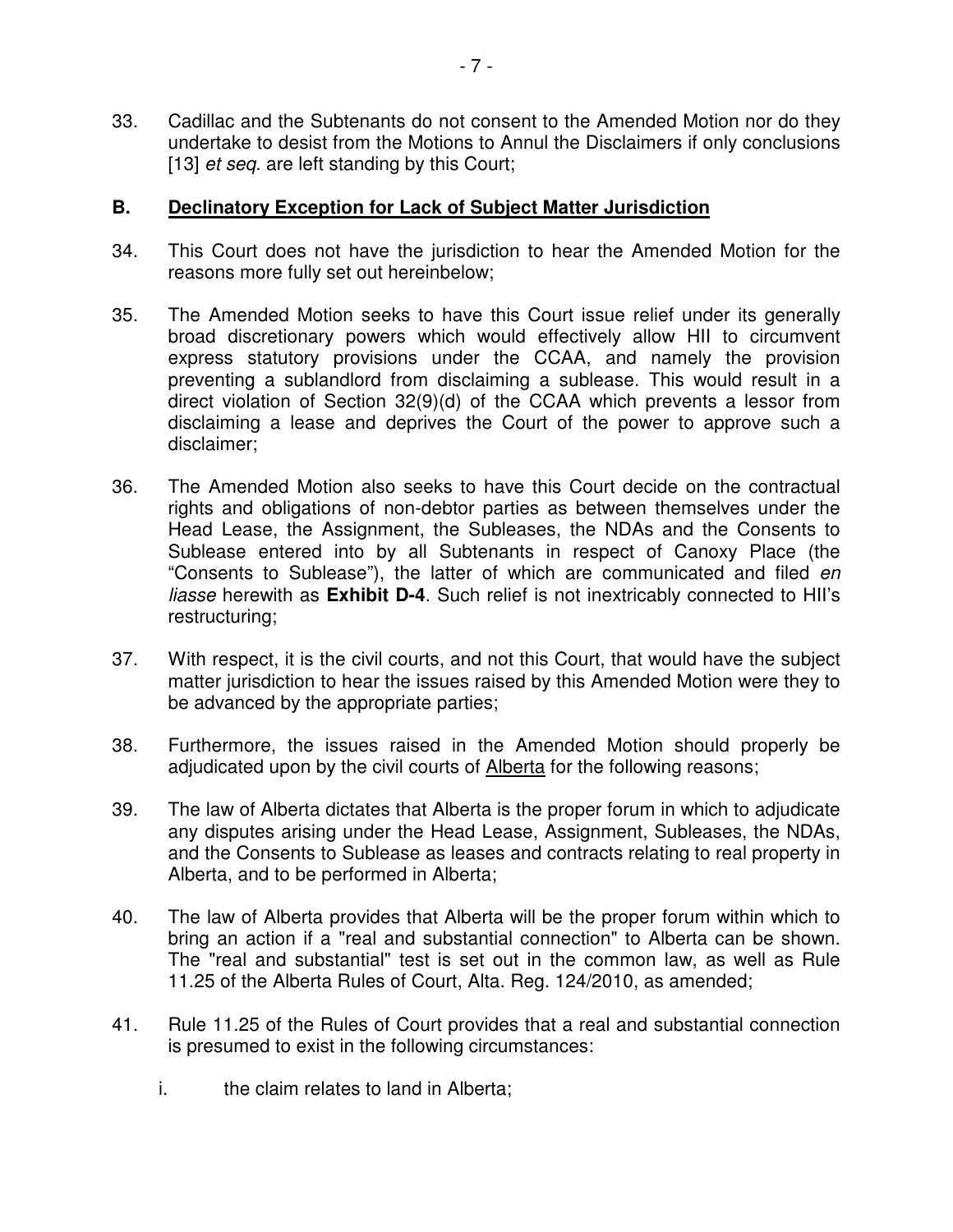33. Cadillac and the Subtenants do not consent to the Amended Motion nor do they undertake to desist from the Motions to Annul the Disclaimers if only conclusions [13] *et seq*. are left standing by this Court;

## B. Declinatory Exception for Lack of Subject Matter Jurisdiction

34. This Court does not have the jurisdiction to hear the Amended Motion for the reasons more fully set out hereinbelow;

35. The Amended Motion seeks to have this Court issue relief under its generally broad discretionary powers which would effectively allow HII to circumvent express statutory provisions under the CCAA, and namely the provision preventing a sublandlord from disclaiming a sublease. This would result in a direct violation of Section 32(9)(d) of the CCAA which prevents a lessor from disclaiming a lease and deprives the Court of the power to approve such a disclaimer;

36. The Amended Motion also seeks to have this Court decide on the contractual rights and obligations of non-debtor parties as between themselves under the Head Lease, the Assignment, the Subleases, the NDAs and the Consents to Sublease entered into by all Subtenants in respect of Canoxy Place (the "Consents to Sublease"), the latter of which are communicated and filed *en liasse* herewith as **Exhibit D-4**. Such relief is not inextricably connected to HII's restructuring;

37. With respect, it is the civil courts, and not this Court, that would have the subject matter jurisdiction to hear the issues raised by this Amended Motion were they to be advanced by the appropriate parties;

38. Furthermore, the issues raised in the Amended Motion should properly be adjudicated upon by the civil courts of Alberta for the following reasons;

39. The law of Alberta dictates that Alberta is the proper forum in which to adjudicate any disputes arising under the Head Lease, Assignment, Subleases, the NDAs, and the Consents to Sublease as leases and contracts relating to real property in Alberta, and to be performed in Alberta;

40. The law of Alberta provides that Alberta will be the proper forum within which to bring an action if a "real and substantial connection" to Alberta can be shown. The "real and substantial" test is set out in the common law, as well as Rule 11.25 of the Alberta Rules of Court, Alta. Reg. 124/2010, as amended;

41. Rule 11.25 of the Rules of Court provides that a real and substantial connection is presumed to exist in the following circumstances:

    i. the claim relates to land in Alberta;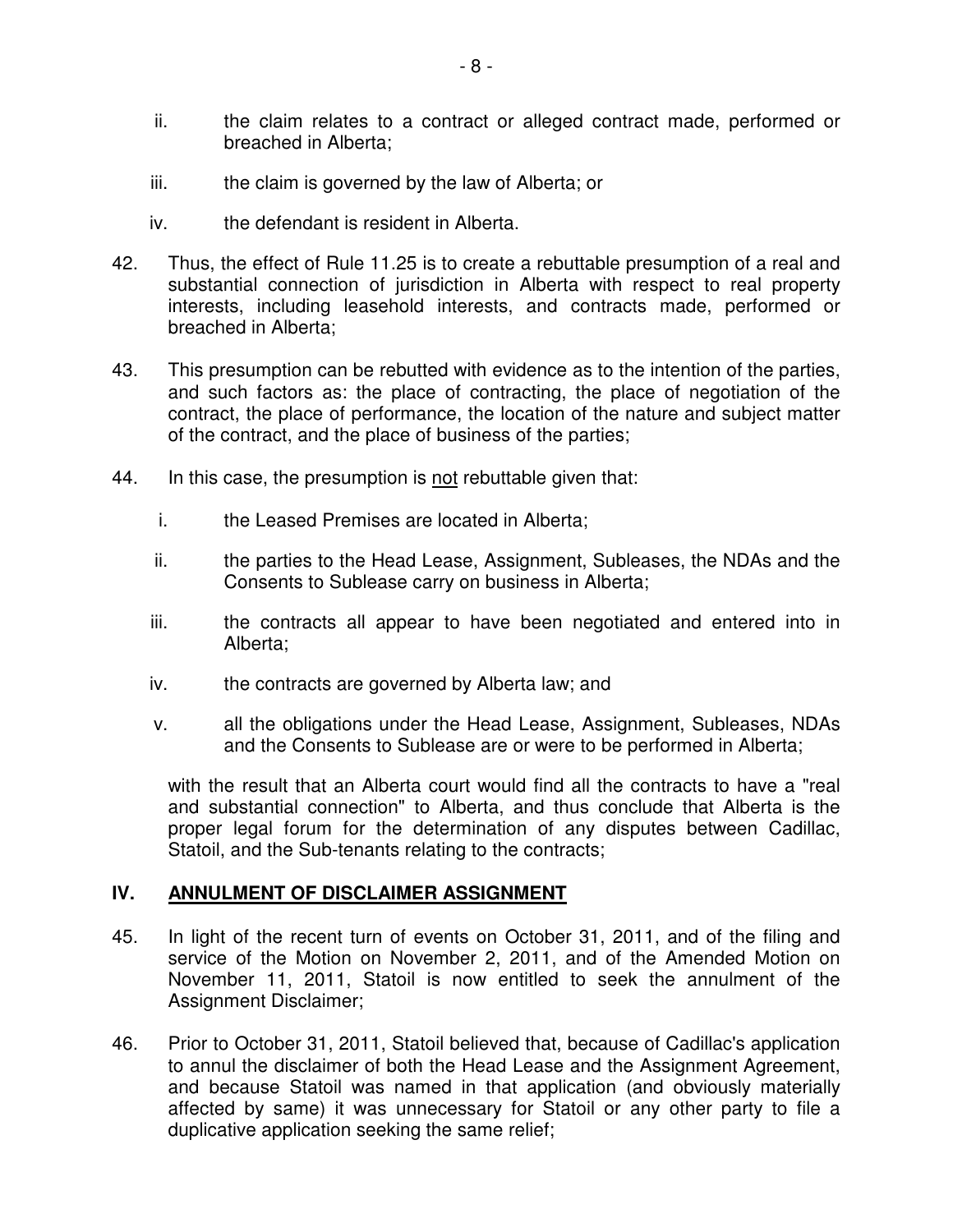ii. the claim relates to a contract or alleged contract made, performed or breached in Alberta;

iii. the claim is governed by the law of Alberta; or

iv. the defendant is resident in Alberta.

42. Thus, the effect of Rule 11.25 is to create a rebuttable presumption of a real and substantial connection of jurisdiction in Alberta with respect to real property interests, including leasehold interests, and contracts made, performed or breached in Alberta;

43. This presumption can be rebutted with evidence as to the intention of the parties, and such factors as: the place of contracting, the place of negotiation of the contract, the place of performance, the location of the nature and subject matter of the contract, and the place of business of the parties;

44. In this case, the presumption is <u>not</u> rebuttable given that:

i. the Leased Premises are located in Alberta;

ii. the parties to the Head Lease, Assignment, Subleases, the NDAs and the Consents to Sublease carry on business in Alberta;

iii. the contracts all appear to have been negotiated and entered into in Alberta;

iv. the contracts are governed by Alberta law; and

v. all the obligations under the Head Lease, Assignment, Subleases, NDAs and the Consents to Sublease are or were to be performed in Alberta;

with the result that an Alberta court would find all the contracts to have a "real and substantial connection" to Alberta, and thus conclude that Alberta is the proper legal forum for the determination of any disputes between Cadillac, Statoil, and the Sub-tenants relating to the contracts;

## IV. ANNULMENT OF DISCLAIMER ASSIGNMENT

45. In light of the recent turn of events on October 31, 2011, and of the filing and service of the Motion on November 2, 2011, and of the Amended Motion on November 11, 2011, Statoil is now entitled to seek the annulment of the Assignment Disclaimer;

46. Prior to October 31, 2011, Statoil believed that, because of Cadillac's application to annul the disclaimer of both the Head Lease and the Assignment Agreement, and because Statoil was named in that application (and obviously materially affected by same) it was unnecessary for Statoil or any other party to file a duplicative application seeking the same relief;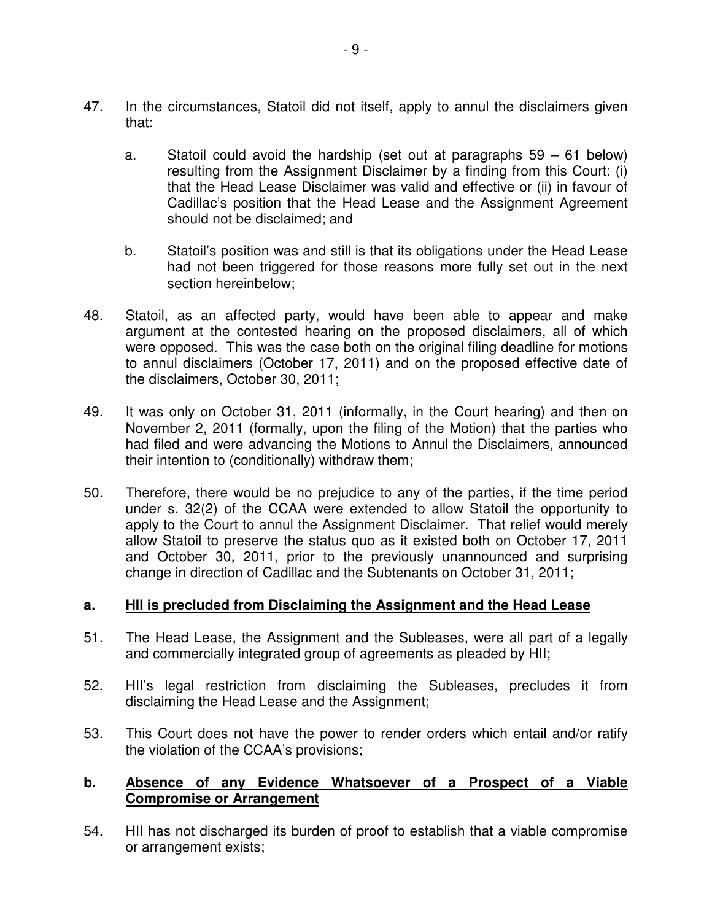47. In the circumstances, Statoil did not itself, apply to annul the disclaimers given that:

    a. Statoil could avoid the hardship (set out at paragraphs 59 – 61 below) resulting from the Assignment Disclaimer by a finding from this Court: (i) that the Head Lease Disclaimer was valid and effective or (ii) in favour of Cadillac's position that the Head Lease and the Assignment Agreement should not be disclaimed; and

    b. Statoil's position was and still is that its obligations under the Head Lease had not been triggered for those reasons more fully set out in the next section hereinbelow;

48. Statoil, as an affected party, would have been able to appear and make argument at the contested hearing on the proposed disclaimers, all of which were opposed. This was the case both on the original filing deadline for motions to annul disclaimers (October 17, 2011) and on the proposed effective date of the disclaimers, October 30, 2011;

49. It was only on October 31, 2011 (informally, in the Court hearing) and then on November 2, 2011 (formally, upon the filing of the Motion) that the parties who had filed and were advancing the Motions to Annul the Disclaimers, announced their intention to (conditionally) withdraw them;

50. Therefore, there would be no prejudice to any of the parties, if the time period under s. 32(2) of the CCAA were extended to allow Statoil the opportunity to apply to the Court to annul the Assignment Disclaimer. That relief would merely allow Statoil to preserve the status quo as it existed both on October 17, 2011 and October 30, 2011, prior to the previously unannounced and surprising change in direction of Cadillac and the Subtenants on October 31, 2011;

### a. <u>HII is precluded from Disclaiming the Assignment and the Head Lease</u>

51. The Head Lease, the Assignment and the Subleases, were all part of a legally and commercially integrated group of agreements as pleaded by HII;

52. HII's legal restriction from disclaiming the Subleases, precludes it from disclaiming the Head Lease and the Assignment;

53. This Court does not have the power to render orders which entail and/or ratify the violation of the CCAA's provisions;

### b. <u>Absence of any Evidence Whatsoever of a Prospect of a Viable Compromise or Arrangement</u>

54. HII has not discharged its burden of proof to establish that a viable compromise or arrangement exists;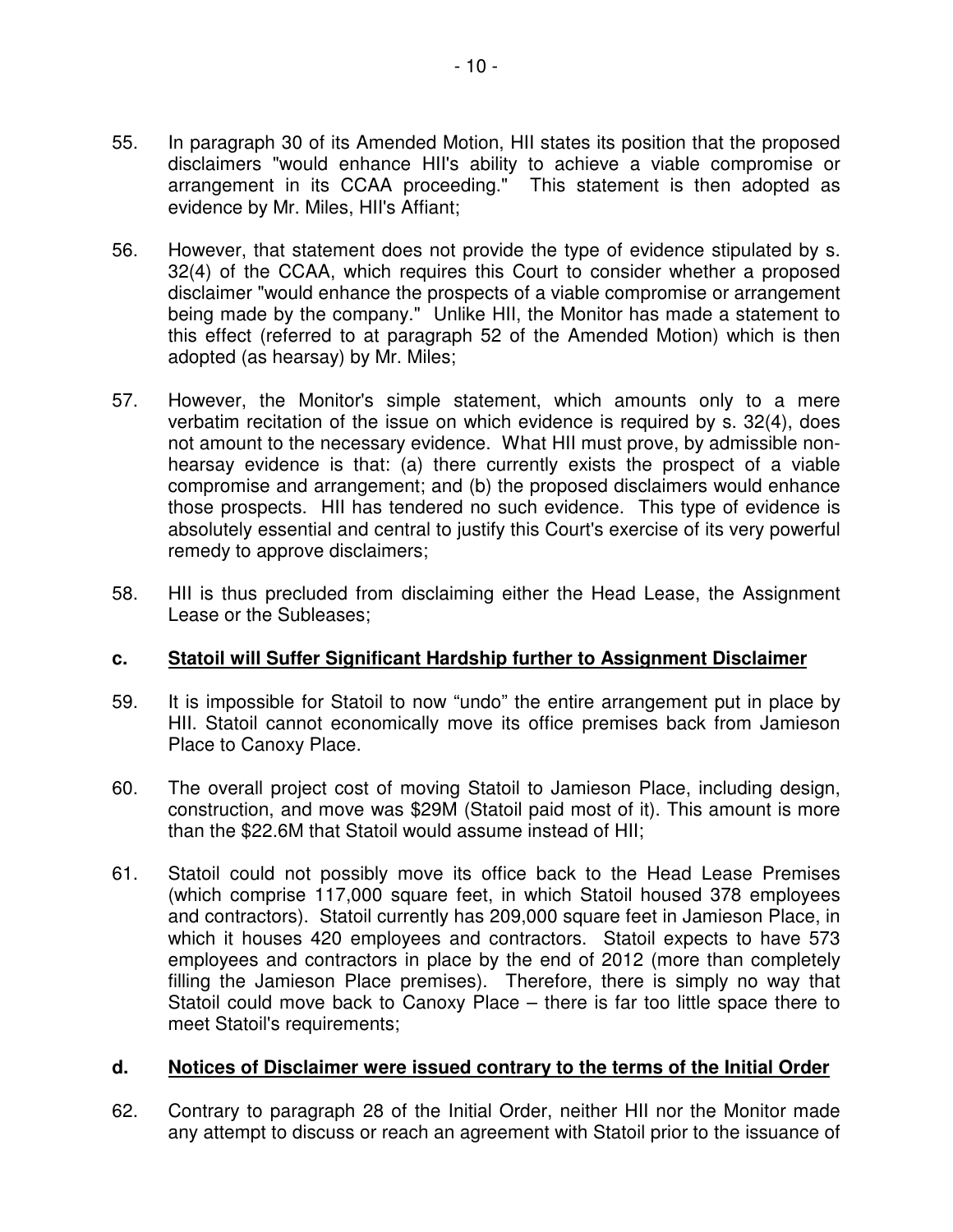55. In paragraph 30 of its Amended Motion, HII states its position that the proposed disclaimers "would enhance HII's ability to achieve a viable compromise or arrangement in its CCAA proceeding." This statement is then adopted as evidence by Mr. Miles, HII's Affiant;

56. However, that statement does not provide the type of evidence stipulated by s. 32(4) of the CCAA, which requires this Court to consider whether a proposed disclaimer "would enhance the prospects of a viable compromise or arrangement being made by the company." Unlike HII, the Monitor has made a statement to this effect (referred to at paragraph 52 of the Amended Motion) which is then adopted (as hearsay) by Mr. Miles;

57. However, the Monitor's simple statement, which amounts only to a mere verbatim recitation of the issue on which evidence is required by s. 32(4), does not amount to the necessary evidence. What HII must prove, by admissible non-hearsay evidence is that: (a) there currently exists the prospect of a viable compromise and arrangement; and (b) the proposed disclaimers would enhance those prospects. HII has tendered no such evidence. This type of evidence is absolutely essential and central to justify this Court's exercise of its very powerful remedy to approve disclaimers;

58. HII is thus precluded from disclaiming either the Head Lease, the Assignment Lease or the Subleases;

**c. <u>Statoil will Suffer Significant Hardship further to Assignment Disclaimer</u>**

59. It is impossible for Statoil to now "undo" the entire arrangement put in place by HII. Statoil cannot economically move its office premises back from Jamieson Place to Canoxy Place.

60. The overall project cost of moving Statoil to Jamieson Place, including design, construction, and move was $29M (Statoil paid most of it). This amount is more than the $22.6M that Statoil would assume instead of HII;

61. Statoil could not possibly move its office back to the Head Lease Premises (which comprise 117,000 square feet, in which Statoil housed 378 employees and contractors). Statoil currently has 209,000 square feet in Jamieson Place, in which it houses 420 employees and contractors. Statoil expects to have 573 employees and contractors in place by the end of 2012 (more than completely filling the Jamieson Place premises). Therefore, there is simply no way that Statoil could move back to Canoxy Place – there is far too little space there to meet Statoil's requirements;

**d. <u>Notices of Disclaimer were issued contrary to the terms of the Initial Order</u>**

62. Contrary to paragraph 28 of the Initial Order, neither HII nor the Monitor made any attempt to discuss or reach an agreement with Statoil prior to the issuance of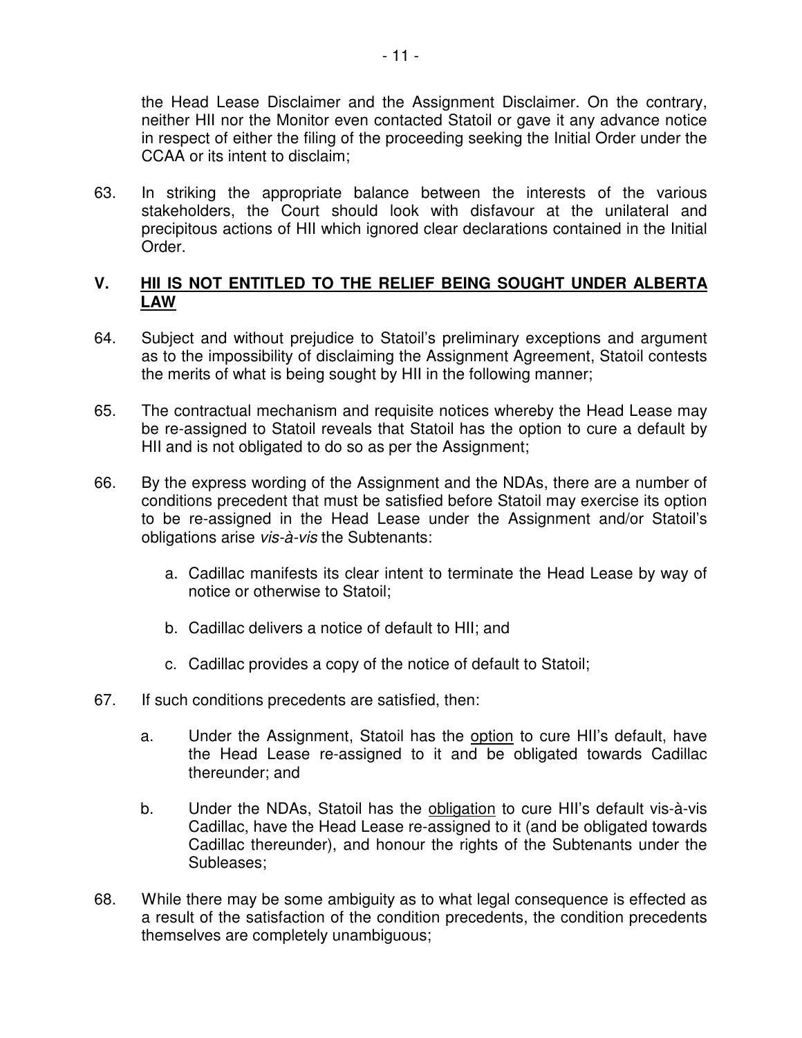the Head Lease Disclaimer and the Assignment Disclaimer. On the contrary, neither HII nor the Monitor even contacted Statoil or gave it any advance notice in respect of either the filing of the proceeding seeking the Initial Order under the CCAA or its intent to disclaim;

63. In striking the appropriate balance between the interests of the various stakeholders, the Court should look with disfavour at the unilateral and precipitous actions of HII which ignored clear declarations contained in the Initial Order.

## V. <u>HII IS NOT ENTITLED TO THE RELIEF BEING SOUGHT UNDER ALBERTA LAW</u>

64. Subject and without prejudice to Statoil's preliminary exceptions and argument as to the impossibility of disclaiming the Assignment Agreement, Statoil contests the merits of what is being sought by HII in the following manner;

65. The contractual mechanism and requisite notices whereby the Head Lease may be re-assigned to Statoil reveals that Statoil has the option to cure a default by HII and is not obligated to do so as per the Assignment;

66. By the express wording of the Assignment and the NDAs, there are a number of conditions precedent that must be satisfied before Statoil may exercise its option to be re-assigned in the Head Lease under the Assignment and/or Statoil's obligations arise *vis-à-vis* the Subtenants:

    a. Cadillac manifests its clear intent to terminate the Head Lease by way of notice or otherwise to Statoil;

    b. Cadillac delivers a notice of default to HII; and

    c. Cadillac provides a copy of the notice of default to Statoil;

67. If such conditions precedents are satisfied, then:

    a. Under the Assignment, Statoil has the <u>option</u> to cure HII's default, have the Head Lease re-assigned to it and be obligated towards Cadillac thereunder; and

    b. Under the NDAs, Statoil has the <u>obligation</u> to cure HII's default vis-à-vis Cadillac, have the Head Lease re-assigned to it (and be obligated towards Cadillac thereunder), and honour the rights of the Subtenants under the Subleases;

68. While there may be some ambiguity as to what legal consequence is effected as a result of the satisfaction of the condition precedents, the condition precedents themselves are completely unambiguous;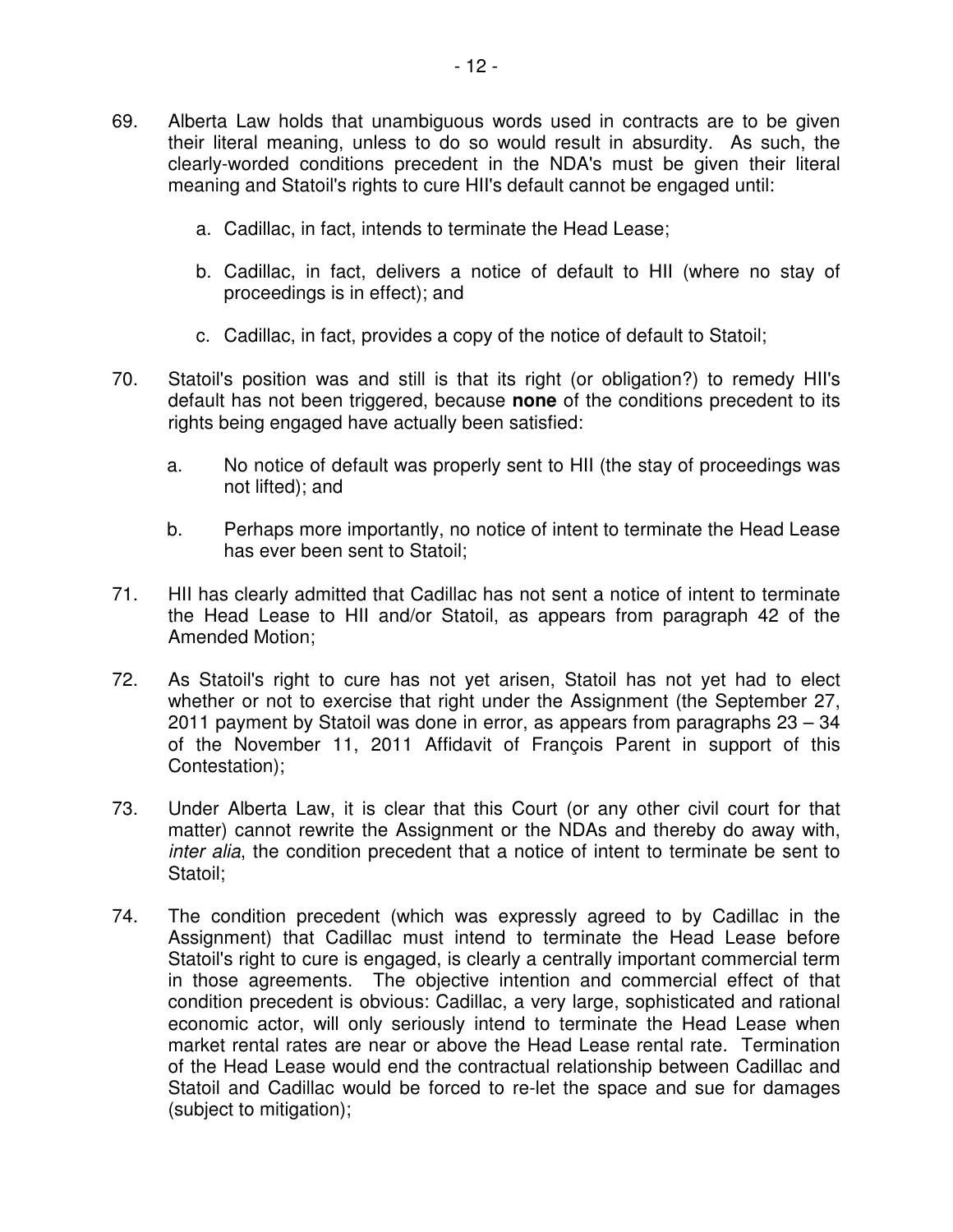69. Alberta Law holds that unambiguous words used in contracts are to be given their literal meaning, unless to do so would result in absurdity. As such, the clearly-worded conditions precedent in the NDA's must be given their literal meaning and Statoil's rights to cure HII's default cannot be engaged until:

    a. Cadillac, in fact, intends to terminate the Head Lease;

    b. Cadillac, in fact, delivers a notice of default to HII (where no stay of proceedings is in effect); and

    c. Cadillac, in fact, provides a copy of the notice of default to Statoil;

70. Statoil's position was and still is that its right (or obligation?) to remedy HII's default has not been triggered, because **none** of the conditions precedent to its rights being engaged have actually been satisfied:

    a. No notice of default was properly sent to HII (the stay of proceedings was not lifted); and

    b. Perhaps more importantly, no notice of intent to terminate the Head Lease has ever been sent to Statoil;

71. HII has clearly admitted that Cadillac has not sent a notice of intent to terminate the Head Lease to HII and/or Statoil, as appears from paragraph 42 of the Amended Motion;

72. As Statoil's right to cure has not yet arisen, Statoil has not yet had to elect whether or not to exercise that right under the Assignment (the September 27, 2011 payment by Statoil was done in error, as appears from paragraphs 23 – 34 of the November 11, 2011 Affidavit of François Parent in support of this Contestation);

73. Under Alberta Law, it is clear that this Court (or any other civil court for that matter) cannot rewrite the Assignment or the NDAs and thereby do away with, *inter alia*, the condition precedent that a notice of intent to terminate be sent to Statoil;

74. The condition precedent (which was expressly agreed to by Cadillac in the Assignment) that Cadillac must intend to terminate the Head Lease before Statoil's right to cure is engaged, is clearly a centrally important commercial term in those agreements. The objective intention and commercial effect of that condition precedent is obvious: Cadillac, a very large, sophisticated and rational economic actor, will only seriously intend to terminate the Head Lease when market rental rates are near or above the Head Lease rental rate. Termination of the Head Lease would end the contractual relationship between Cadillac and Statoil and Cadillac would be forced to re-let the space and sue for damages (subject to mitigation);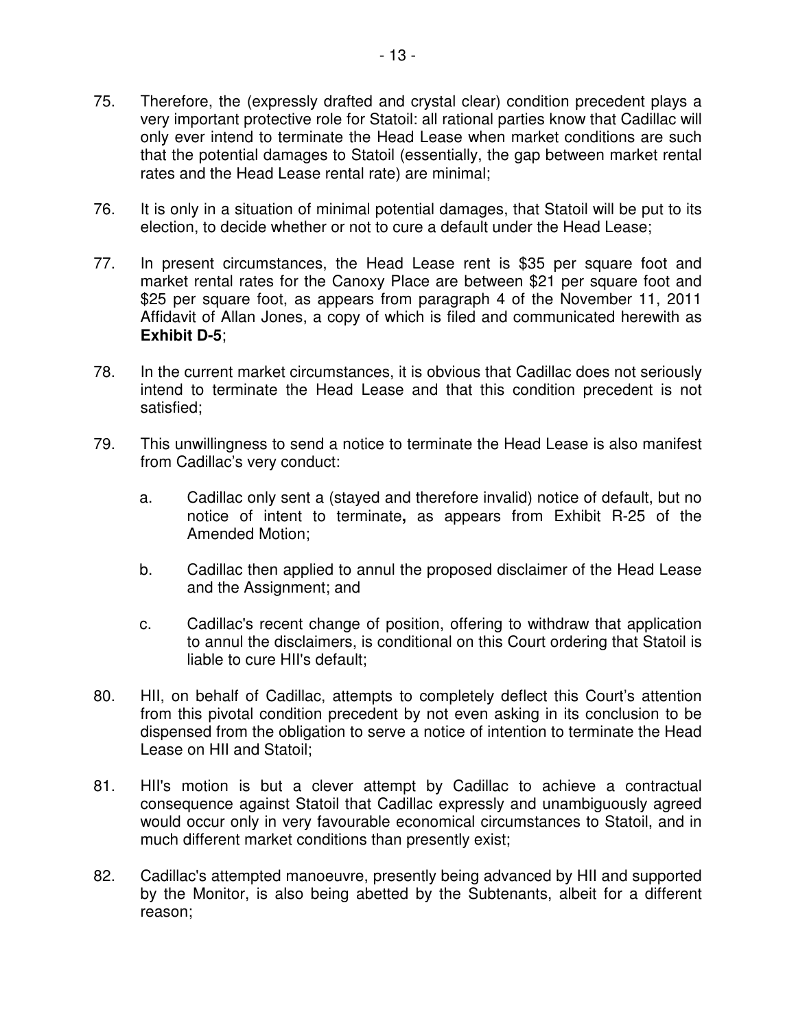75. Therefore, the (expressly drafted and crystal clear) condition precedent plays a very important protective role for Statoil: all rational parties know that Cadillac will only ever intend to terminate the Head Lease when market conditions are such that the potential damages to Statoil (essentially, the gap between market rental rates and the Head Lease rental rate) are minimal;

76. It is only in a situation of minimal potential damages, that Statoil will be put to its election, to decide whether or not to cure a default under the Head Lease;

77. In present circumstances, the Head Lease rent is $35 per square foot and market rental rates for the Canoxy Place are between $21 per square foot and $25 per square foot, as appears from paragraph 4 of the November 11, 2011 Affidavit of Allan Jones, a copy of which is filed and communicated herewith as **Exhibit D-5**;

78. In the current market circumstances, it is obvious that Cadillac does not seriously intend to terminate the Head Lease and that this condition precedent is not satisfied;

79. This unwillingness to send a notice to terminate the Head Lease is also manifest from Cadillac's very conduct:

    a. Cadillac only sent a (stayed and therefore invalid) notice of default, but no notice of intent to terminate**,** as appears from Exhibit R-25 of the Amended Motion;

    b. Cadillac then applied to annul the proposed disclaimer of the Head Lease and the Assignment; and

    c. Cadillac's recent change of position, offering to withdraw that application to annul the disclaimers, is conditional on this Court ordering that Statoil is liable to cure HII's default;

80. HII, on behalf of Cadillac, attempts to completely deflect this Court's attention from this pivotal condition precedent by not even asking in its conclusion to be dispensed from the obligation to serve a notice of intention to terminate the Head Lease on HII and Statoil;

81. HII's motion is but a clever attempt by Cadillac to achieve a contractual consequence against Statoil that Cadillac expressly and unambiguously agreed would occur only in very favourable economical circumstances to Statoil, and in much different market conditions than presently exist;

82. Cadillac's attempted manoeuvre, presently being advanced by HII and supported by the Monitor, is also being abetted by the Subtenants, albeit for a different reason;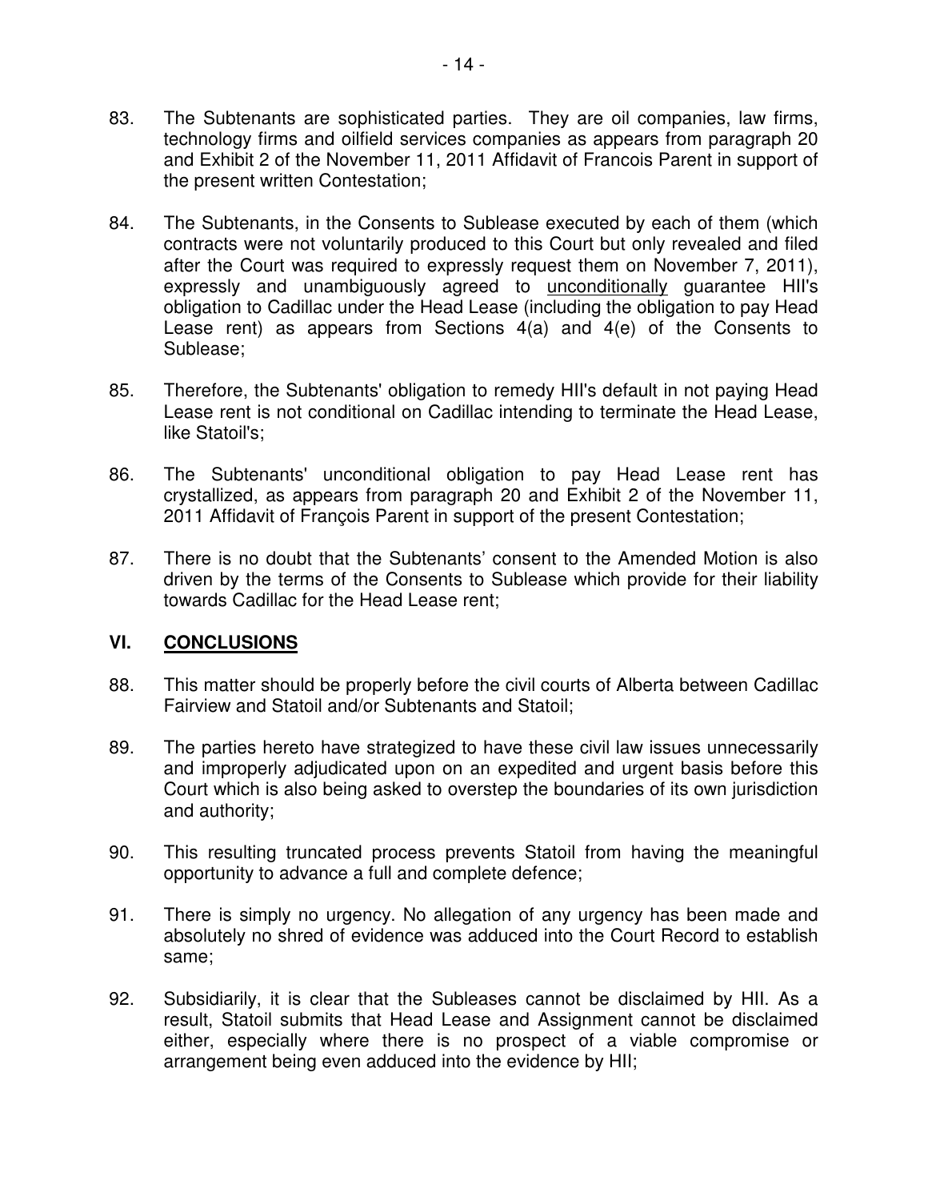83. The Subtenants are sophisticated parties. They are oil companies, law firms, technology firms and oilfield services companies as appears from paragraph 20 and Exhibit 2 of the November 11, 2011 Affidavit of Francois Parent in support of the present written Contestation;

84. The Subtenants, in the Consents to Sublease executed by each of them (which contracts were not voluntarily produced to this Court but only revealed and filed after the Court was required to expressly request them on November 7, 2011), expressly and unambiguously agreed to <u>unconditionally</u> guarantee HII's obligation to Cadillac under the Head Lease (including the obligation to pay Head Lease rent) as appears from Sections 4(a) and 4(e) of the Consents to Sublease;

85. Therefore, the Subtenants' obligation to remedy HII's default in not paying Head Lease rent is not conditional on Cadillac intending to terminate the Head Lease, like Statoil's;

86. The Subtenants' unconditional obligation to pay Head Lease rent has crystallized, as appears from paragraph 20 and Exhibit 2 of the November 11, 2011 Affidavit of François Parent in support of the present Contestation;

87. There is no doubt that the Subtenants' consent to the Amended Motion is also driven by the terms of the Consents to Sublease which provide for their liability towards Cadillac for the Head Lease rent;

## VI. CONCLUSIONS

88. This matter should be properly before the civil courts of Alberta between Cadillac Fairview and Statoil and/or Subtenants and Statoil;

89. The parties hereto have strategized to have these civil law issues unnecessarily and improperly adjudicated upon on an expedited and urgent basis before this Court which is also being asked to overstep the boundaries of its own jurisdiction and authority;

90. This resulting truncated process prevents Statoil from having the meaningful opportunity to advance a full and complete defence;

91. There is simply no urgency. No allegation of any urgency has been made and absolutely no shred of evidence was adduced into the Court Record to establish same;

92. Subsidiarily, it is clear that the Subleases cannot be disclaimed by HII. As a result, Statoil submits that Head Lease and Assignment cannot be disclaimed either, especially where there is no prospect of a viable compromise or arrangement being even adduced into the evidence by HII;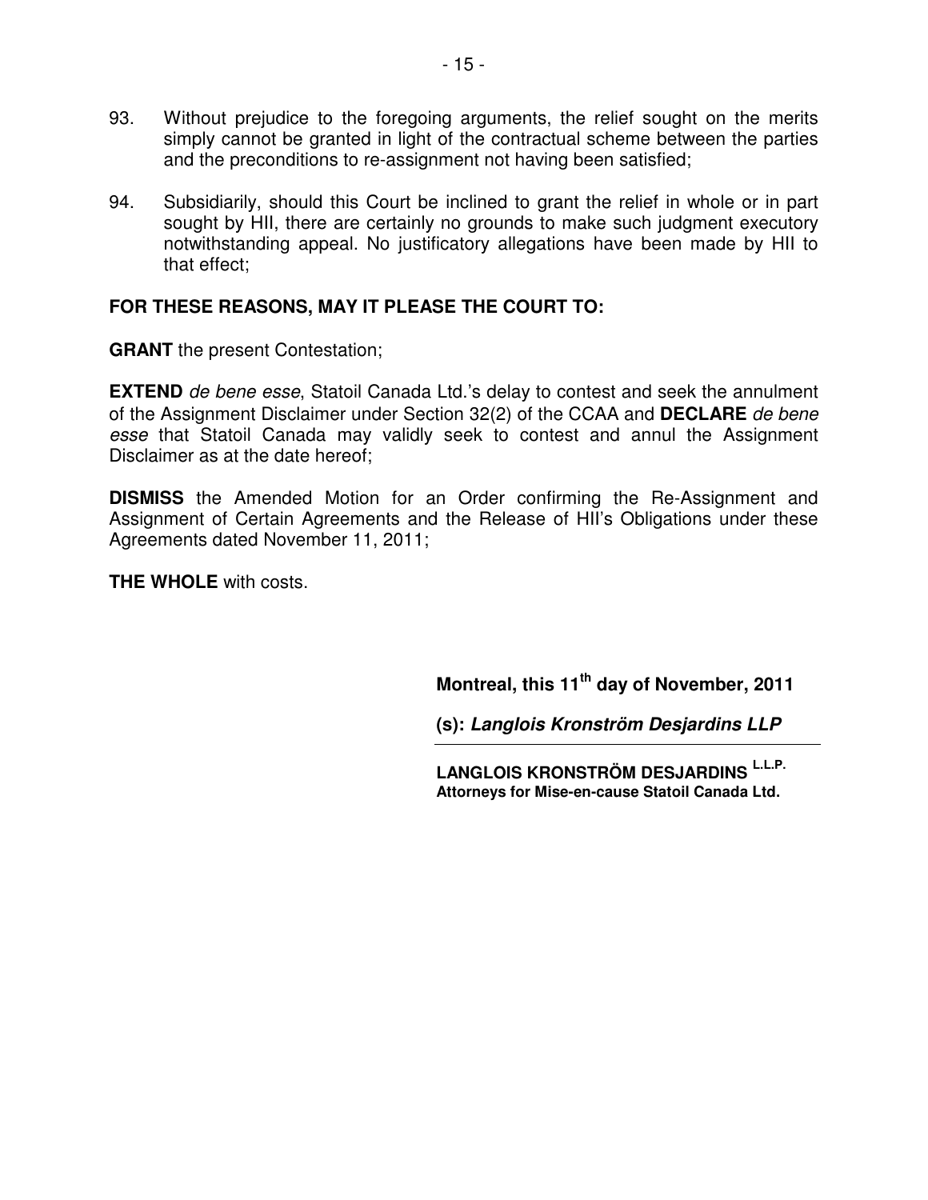93. Without prejudice to the foregoing arguments, the relief sought on the merits simply cannot be granted in light of the contractual scheme between the parties and the preconditions to re-assignment not having been satisfied;

94. Subsidiarily, should this Court be inclined to grant the relief in whole or in part sought by HII, there are certainly no grounds to make such judgment executory notwithstanding appeal. No justificatory allegations have been made by HII to that effect;

**FOR THESE REASONS, MAY IT PLEASE THE COURT TO:**

**GRANT** the present Contestation;

**EXTEND** *de bene esse*, Statoil Canada Ltd.'s delay to contest and seek the annulment of the Assignment Disclaimer under Section 32(2) of the CCAA and **DECLARE** *de bene esse* that Statoil Canada may validly seek to contest and annul the Assignment Disclaimer as at the date hereof;

**DISMISS** the Amended Motion for an Order confirming the Re-Assignment and Assignment of Certain Agreements and the Release of HII's Obligations under these Agreements dated November 11, 2011;

**THE WHOLE** with costs.

**Montreal, this 11th day of November, 2011**

**(s): *Langlois Kronström Desjardins LLP***

**LANGLOIS KRONSTRÖM DESJARDINS L.L.P.**
**Attorneys for Mise-en-cause Statoil Canada Ltd.**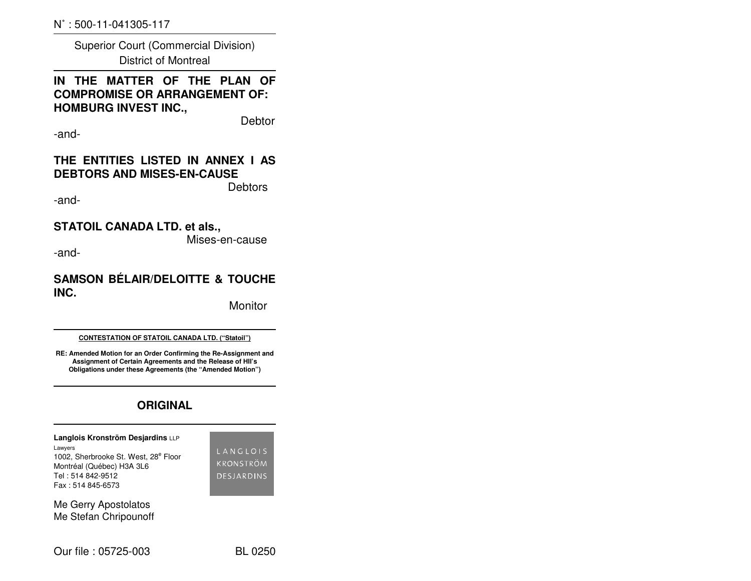N° : 500-11-041305-117

Superior Court (Commercial Division)
District of Montreal

**IN THE MATTER OF THE PLAN OF COMPROMISE OR ARRANGEMENT OF: HOMBURG INVEST INC.,**

Debtor

-and-

**THE ENTITIES LISTED IN ANNEX I AS DEBTORS AND MISES-EN-CAUSE**

Debtors

-and-

**STATOIL CANADA LTD. et als.,**

Mises-en-cause

-and-

**SAMSON BÉLAIR/DELOITTE & TOUCHE INC.**

Monitor

**CONTESTATION OF STATOIL CANADA LTD. ("Statoil")**

**RE: Amended Motion for an Order Confirming the Re-Assignment and Assignment of Certain Agreements and the Release of HII's Obligations under these Agreements (the "Amended Motion")**

**ORIGINAL**

**Langlois Kronström Desjardins** LLP
Lawyers
1002, Sherbrooke St. West, 28e Floor
Montréal (Québec) H3A 3L6
Tel : 514 842-9512
Fax : 514 845-6573

LANGLOIS KRONSTRÖM DESJARDINS

Me Gerry Apostolatos
Me Stefan Chripounoff

Our file : 05725-003 BL 0250